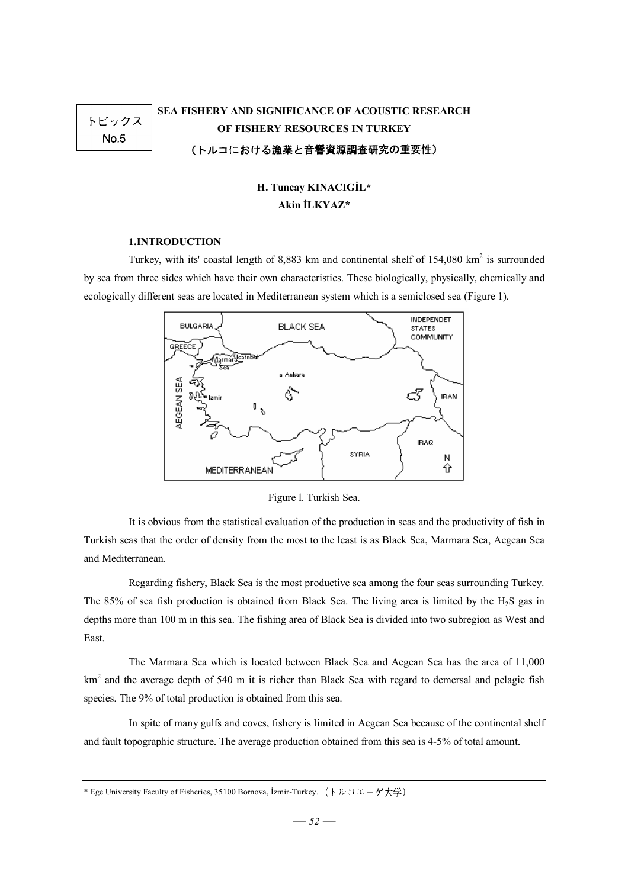トピックス No.5

# SEA FISHERY AND SIGNIFICANCE OF ACOUSTIC RESEARCH OF FISHERY RESOURCES IN TURKEY

# （トルコにおける漁業と音響資源調査研究の重要性）

**H. Tuncay KINACIGİL***

**Akin İLKYAZ***

## 1.INTRODUCTION

Turkey, with its' coastal length of 8,883 km and continental shelf of 154,080 $km^2$ is surrounded by sea from three sides which have their own characteristics. These biologically, physically, chemically and ecologically different seas are located in Mediterranean system which is a semiclosed sea (Figure 1).

Figure l. Turkish Sea.

It is obvious from the statistical evaluation of the production in seas and the productivity of fish in Turkish seas that the order of density from the most to the least is as Black Sea, Marmara Sea, Aegean Sea and Mediterranean.

Regarding fishery, Black Sea is the most productive sea among the four seas surrounding Turkey. The 85% of sea fish production is obtained from Black Sea. The living area is limited by the $H_2S$ gas in depths more than 100 m in this sea. The fishing area of Black Sea is divided into two subregion as West and East.

The Marmara Sea which is located between Black Sea and Aegean Sea has the area of 11,000 $km^2$ and the average depth of 540 m it is richer than Black Sea with regard to demersal and pelagic fish species. The 9% of total production is obtained from this sea.

In spite of many gulfs and coves, fishery is limited in Aegean Sea because of the continental shelf and fault topographic structure. The average production obtained from this sea is 4-5% of total amount.

---

\* Ege University Faculty of Fisheries, 35100 Bornova, İzmir-Turkey.（トルコエーゲ大学）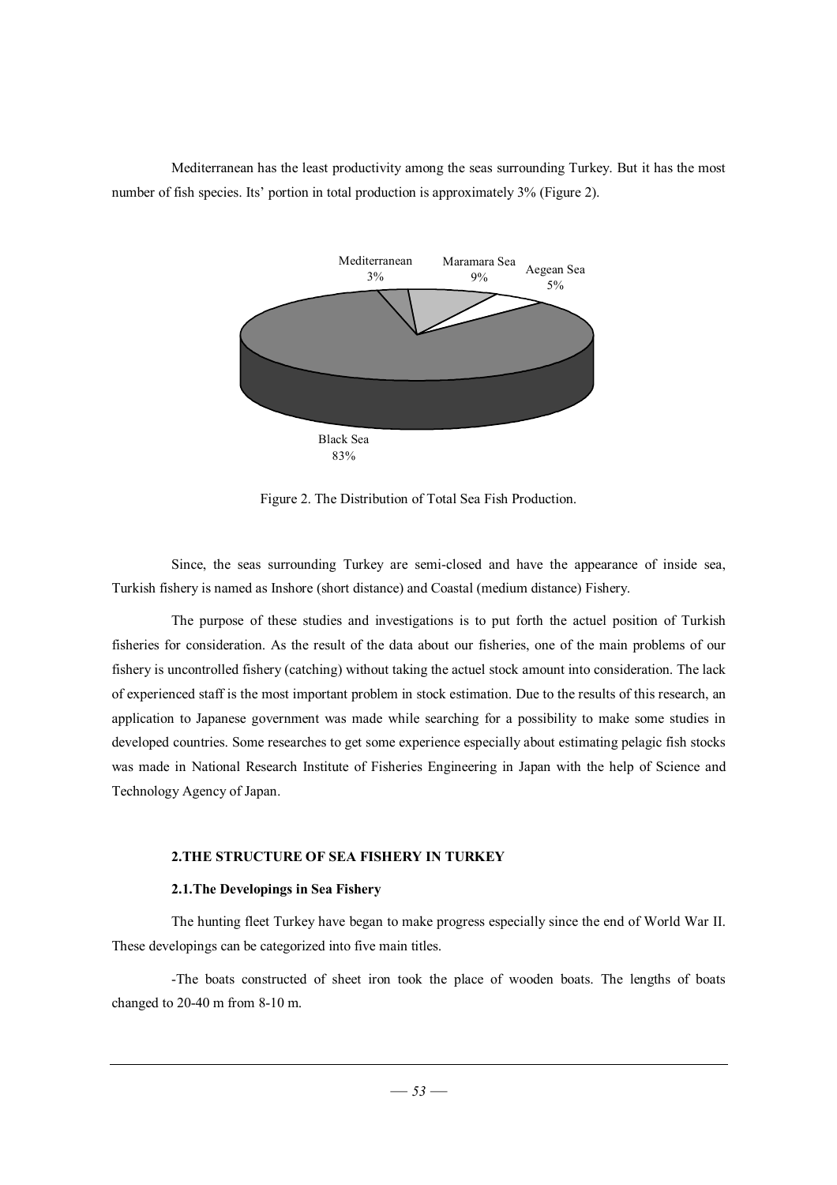Mediterranean has the least productivity among the seas surrounding Turkey. But it has the most number of fish species. Its' portion in total production is approximately 3% (Figure 2).

Figure 2. The Distribution of Total Sea Fish Production.

Since, the seas surrounding Turkey are semi-closed and have the appearance of inside sea, Turkish fishery is named as Inshore (short distance) and Coastal (medium distance) Fishery.

The purpose of these studies and investigations is to put forth the actuel position of Turkish fisheries for consideration. As the result of the data about our fisheries, one of the main problems of our fishery is uncontrolled fishery (catching) without taking the actuel stock amount into consideration. The lack of experienced staff is the most important problem in stock estimation. Due to the results of this research, an application to Japanese government was made while searching for a possibility to make some studies in developed countries. Some researches to get some experience especially about estimating pelagic fish stocks was made in National Research Institute of Fisheries Engineering in Japan with the help of Science and Technology Agency of Japan.

## 2.THE STRUCTURE OF SEA FISHERY IN TURKEY

### 2.1.The Developings in Sea Fishery

The hunting fleet Turkey have began to make progress especially since the end of World War II. These developings can be categorized into five main titles.

-The boats constructed of sheet iron took the place of wooden boats. The lengths of boats changed to 20-40 m from 8-10 m.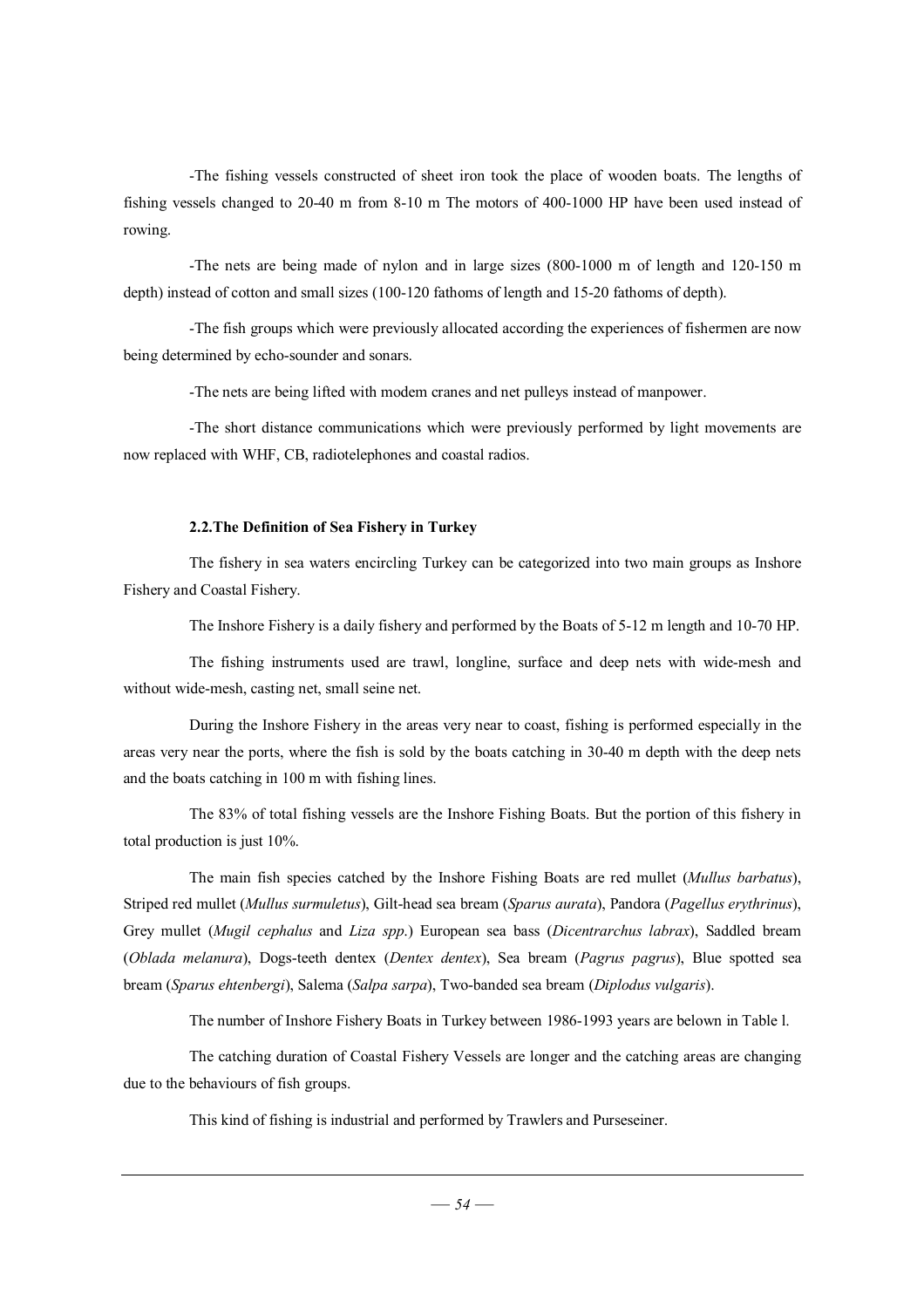-The fishing vessels constructed of sheet iron took the place of wooden boats. The lengths of fishing vessels changed to 20-40 m from 8-10 m The motors of 400-1000 HP have been used instead of rowing.

-The nets are being made of nylon and in large sizes (800-1000 m of length and 120-150 m depth) instead of cotton and small sizes (100-120 fathoms of length and 15-20 fathoms of depth).

-The fish groups which were previously allocated according the experiences of fishermen are now being determined by echo-sounder and sonars.

-The nets are being lifted with modem cranes and net pulleys instead of manpower.

-The short distance communications which were previously performed by light movements are now replaced with WHF, CB, radiotelephones and coastal radios.

### 2.2.The Definition of Sea Fishery in Turkey

The fishery in sea waters encircling Turkey can be categorized into two main groups as Inshore Fishery and Coastal Fishery.

The Inshore Fishery is a daily fishery and performed by the Boats of 5-12 m length and 10-70 HP.

The fishing instruments used are trawl, longline, surface and deep nets with wide-mesh and without wide-mesh, casting net, small seine net.

During the Inshore Fishery in the areas very near to coast, fishing is performed especially in the areas very near the ports, where the fish is sold by the boats catching in 30-40 m depth with the deep nets and the boats catching in 100 m with fishing lines.

The 83% of total fishing vessels are the Inshore Fishing Boats. But the portion of this fishery in total production is just 10%.

The main fish species catched by the Inshore Fishing Boats are red mullet (*Mullus barbatus*), Striped red mullet (*Mullus surmuletus*), Gilt-head sea bream (*Sparus aurata*), Pandora (*Pagellus erythrinus*), Grey mullet (*Mugil cephalus* and *Liza spp.*) European sea bass (*Dicentrarchus labrax*), Saddled bream (*Oblada melanura*), Dogs-teeth dentex (*Dentex dentex*), Sea bream (*Pagrus pagrus*), Blue spotted sea bream (*Sparus ehtenbergi*), Salema (*Salpa sarpa*), Two-banded sea bream (*Diplodus vulgaris*).

The number of Inshore Fishery Boats in Turkey between 1986-1993 years are belown in Table l.

The catching duration of Coastal Fishery Vessels are longer and the catching areas are changing due to the behaviours of fish groups.

This kind of fishing is industrial and performed by Trawlers and Purseseiner.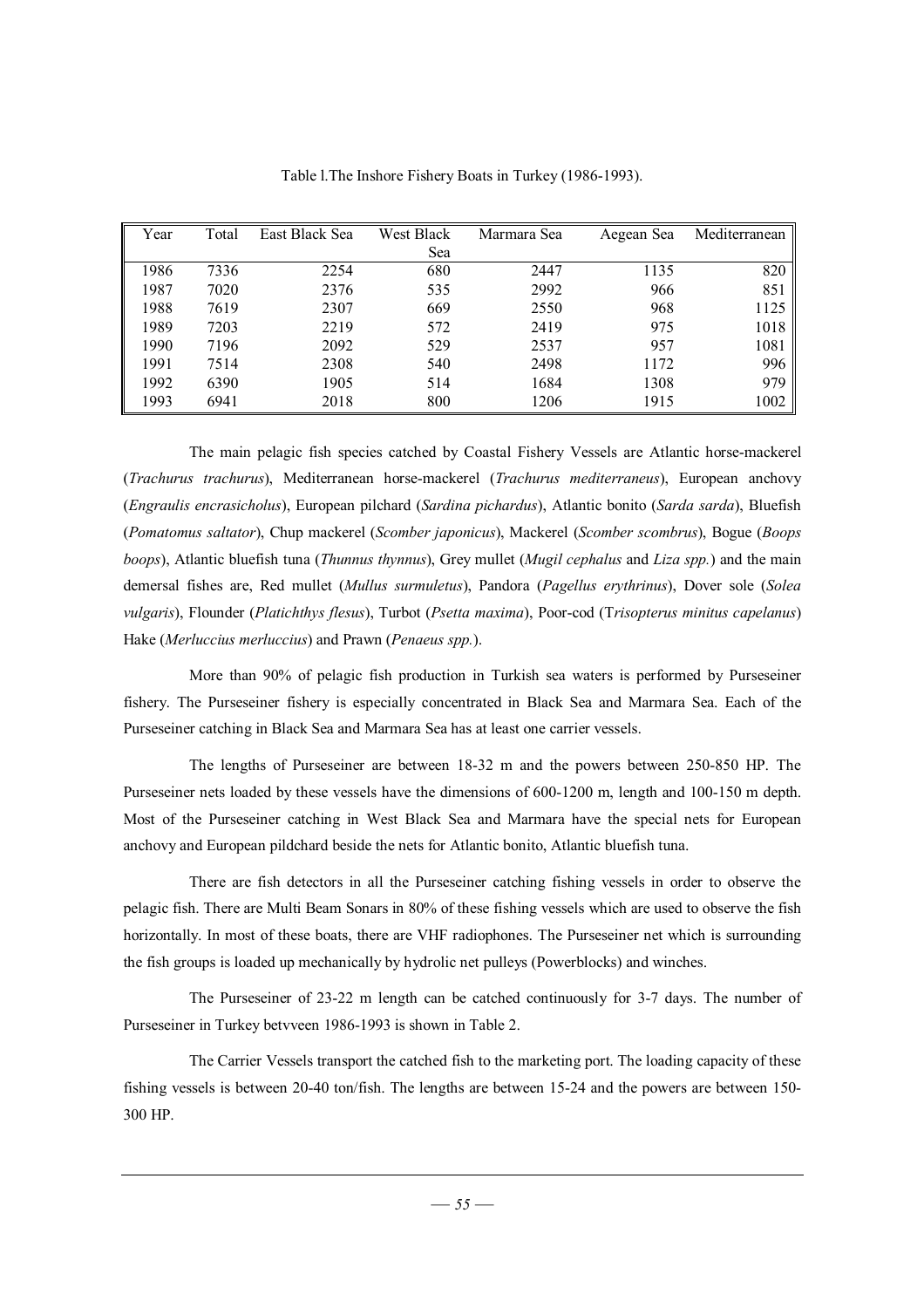Table l.The Inshore Fishery Boats in Turkey (1986-1993).

| Year | Total | East Black Sea | West Black Sea | Marmara Sea | Aegean Sea | Mediterranean |
|---|---|---|---|---|---|---|
| 1986 | 7336 | 2254 | 680 | 2447 | 1135 | 820 |
| 1987 | 7020 | 2376 | 535 | 2992 | 966 | 851 |
| 1988 | 7619 | 2307 | 669 | 2550 | 968 | 1125 |
| 1989 | 7203 | 2219 | 572 | 2419 | 975 | 1018 |
| 1990 | 7196 | 2092 | 529 | 2537 | 957 | 1081 |
| 1991 | 7514 | 2308 | 540 | 2498 | 1172 | 996 |
| 1992 | 6390 | 1905 | 514 | 1684 | 1308 | 979 |
| 1993 | 6941 | 2018 | 800 | 1206 | 1915 | 1002 |

The main pelagic fish species catched by Coastal Fishery Vessels are Atlantic horse-mackerel (*Trachurus trachurus*), Mediterranean horse-mackerel (*Trachurus mediterraneus*), European anchovy (*Engraulis encrasicholus*), European pilchard (*Sardina pichardus*), Atlantic bonito (*Sarda sarda*), Bluefish (*Pomatomus saltator*), Chup mackerel (*Scomber japonicus*), Mackerel (*Scomber scombrus*), Bogue (*Boops boops*), Atlantic bluefish tuna (*Thunnus thynnus*), Grey mullet (*Mugil cephalus* and *Liza spp.*) and the main demersal fishes are, Red mullet (*Mullus surmuletus*), Pandora (*Pagellus erythrinus*), Dover sole (*Solea vulgaris*), Flounder (*Platichthys flesus*), Turbot (*Psetta maxima*), Poor-cod (T*risopterus minitus capelanus*) Hake (*Merluccius merluccius*) and Prawn (*Penaeus spp.*).

More than 90% of pelagic fish production in Turkish sea waters is performed by Purseseiner fishery. The Purseseiner fishery is especially concentrated in Black Sea and Marmara Sea. Each of the Purseseiner catching in Black Sea and Marmara Sea has at least one carrier vessels.

The lengths of Purseseiner are between 18-32 m and the powers between 250-850 HP. The Purseseiner nets loaded by these vessels have the dimensions of 600-1200 m, length and 100-150 m depth. Most of the Purseseiner catching in West Black Sea and Marmara have the special nets for European anchovy and European pildchard beside the nets for Atlantic bonito, Atlantic bluefish tuna.

There are fish detectors in all the Purseseiner catching fishing vessels in order to observe the pelagic fish. There are Multi Beam Sonars in 80% of these fishing vessels which are used to observe the fish horizontally. In most of these boats, there are VHF radiophones. The Purseseiner net which is surrounding the fish groups is loaded up mechanically by hydrolic net pulleys (Powerblocks) and winches.

The Purseseiner of 23-22 m length can be catched continuously for 3-7 days. The number of Purseseiner in Turkey betvveen 1986-1993 is shown in Table 2.

The Carrier Vessels transport the catched fish to the marketing port. The loading capacity of these fishing vessels is between 20-40 ton/fish. The lengths are between 15-24 and the powers are between 150-300 HP.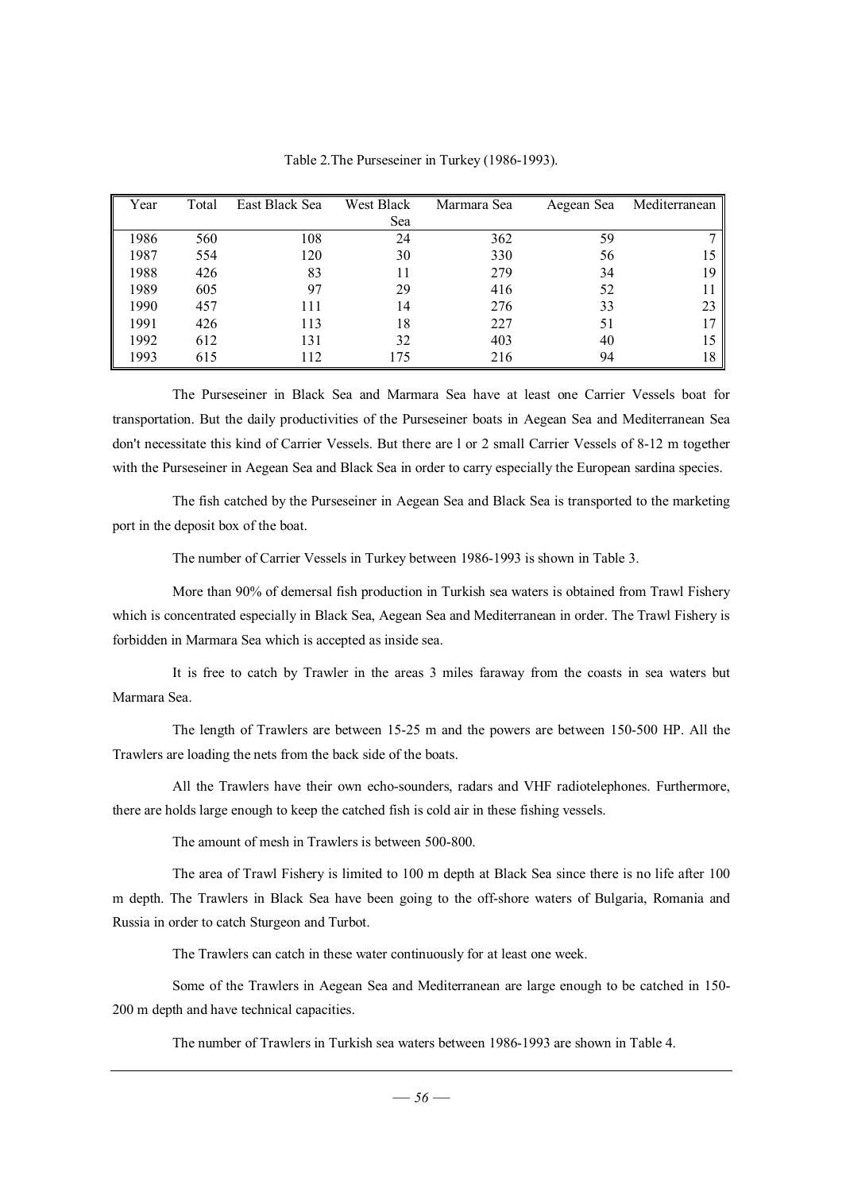Table 2.The Purseseiner in Turkey (1986-1993).

| Year | Total | East Black Sea | West Black Sea | Marmara Sea | Aegean Sea | Mediterranean |
|---|---|---|---|---|---|---|
| 1986 | 560 | 108 | 24 | 362 | 59 | 7 |
| 1987 | 554 | 120 | 30 | 330 | 56 | 15 |
| 1988 | 426 | 83 | 11 | 279 | 34 | 19 |
| 1989 | 605 | 97 | 29 | 416 | 52 | 11 |
| 1990 | 457 | 111 | 14 | 276 | 33 | 23 |
| 1991 | 426 | 113 | 18 | 227 | 51 | 17 |
| 1992 | 612 | 131 | 32 | 403 | 40 | 15 |
| 1993 | 615 | 112 | 175 | 216 | 94 | 18 |

The Purseseiner in Black Sea and Marmara Sea have at least one Carrier Vessels boat for transportation. But the daily productivities of the Purseseiner boats in Aegean Sea and Mediterranean Sea don't necessitate this kind of Carrier Vessels. But there are l or 2 small Carrier Vessels of 8-12 m together with the Purseseiner in Aegean Sea and Black Sea in order to carry especially the European sardina species.

The fish catched by the Purseseiner in Aegean Sea and Black Sea is transported to the marketing port in the deposit box of the boat.

The number of Carrier Vessels in Turkey between 1986-1993 is shown in Table 3.

More than 90% of demersal fish production in Turkish sea waters is obtained from Trawl Fishery which is concentrated especially in Black Sea, Aegean Sea and Mediterranean in order. The Trawl Fishery is forbidden in Marmara Sea which is accepted as inside sea.

It is free to catch by Trawler in the areas 3 miles faraway from the coasts in sea waters but Marmara Sea.

The length of Trawlers are between 15-25 m and the powers are between 150-500 HP. All the Trawlers are loading the nets from the back side of the boats.

All the Trawlers have their own echo-sounders, radars and VHF radiotelephones. Furthermore, there are holds large enough to keep the catched fish is cold air in these fishing vessels.

The amount of mesh in Trawlers is between 500-800.

The area of Trawl Fishery is limited to 100 m depth at Black Sea since there is no life after 100 m depth. The Trawlers in Black Sea have been going to the off-shore waters of Bulgaria, Romania and Russia in order to catch Sturgeon and Turbot.

The Trawlers can catch in these water continuously for at least one week.

Some of the Trawlers in Aegean Sea and Mediterranean are large enough to be catched in 150-200 m depth and have technical capacities.

The number of Trawlers in Turkish sea waters between 1986-1993 are shown in Table 4.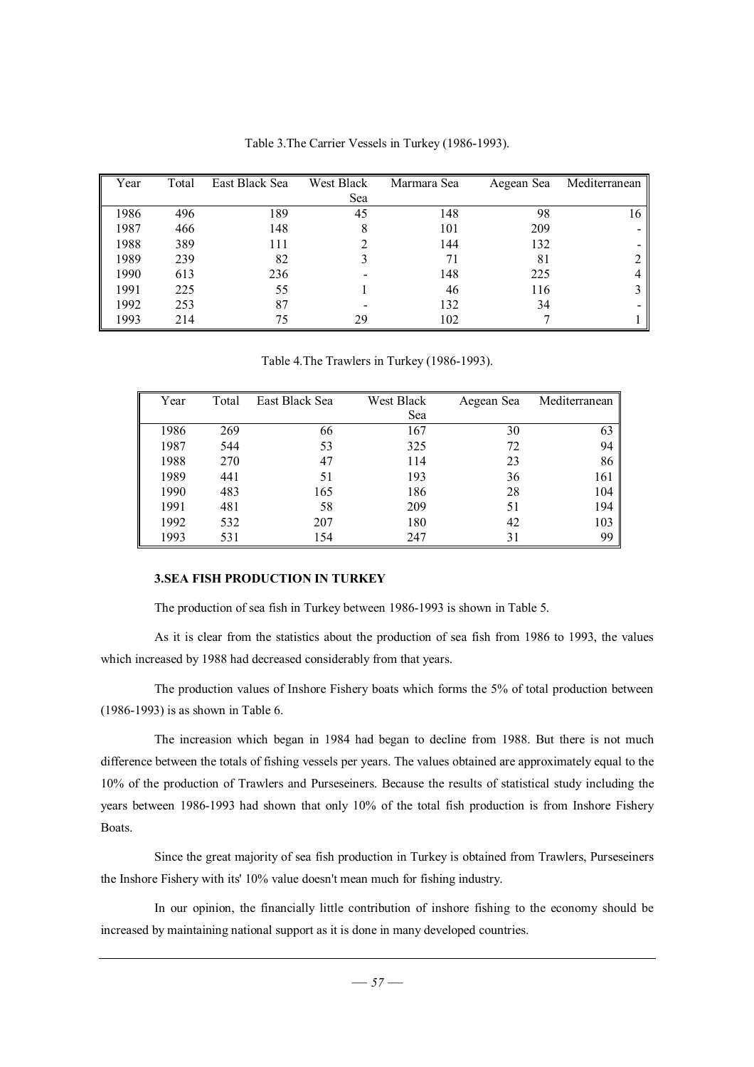Table 3.The Carrier Vessels in Turkey (1986-1993).

| Year | Total | East Black Sea | West Black Sea | Marmara Sea | Aegean Sea | Mediterranean |
|---|---|---|---|---|---|---|
| 1986 | 496 | 189 | 45 | 148 | 98 | 16 |
| 1987 | 466 | 148 | 8 | 101 | 209 | - |
| 1988 | 389 | 111 | 2 | 144 | 132 | - |
| 1989 | 239 | 82 | 3 | 71 | 81 | 2 |
| 1990 | 613 | 236 | - | 148 | 225 | 4 |
| 1991 | 225 | 55 | 1 | 46 | 116 | 3 |
| 1992 | 253 | 87 | - | 132 | 34 | - |
| 1993 | 214 | 75 | 29 | 102 | 7 | 1 |

Table 4.The Trawlers in Turkey (1986-1993).

| Year | Total | East Black Sea | West Black Sea | Aegean Sea | Mediterranean |
|---|---|---|---|---|---|
| 1986 | 269 | 66 | 167 | 30 | 63 |
| 1987 | 544 | 53 | 325 | 72 | 94 |
| 1988 | 270 | 47 | 114 | 23 | 86 |
| 1989 | 441 | 51 | 193 | 36 | 161 |
| 1990 | 483 | 165 | 186 | 28 | 104 |
| 1991 | 481 | 58 | 209 | 51 | 194 |
| 1992 | 532 | 207 | 180 | 42 | 103 |
| 1993 | 531 | 154 | 247 | 31 | 99 |

### 3.SEA FISH PRODUCTION IN TURKEY

The production of sea fish in Turkey between 1986-1993 is shown in Table 5.

As it is clear from the statistics about the production of sea fish from 1986 to 1993, the values which increased by 1988 had decreased considerably from that years.

The production values of Inshore Fishery boats which forms the 5% of total production between (1986-1993) is as shown in Table 6.

The increasion which began in 1984 had began to decline from 1988. But there is not much difference between the totals of fishing vessels per years. The values obtained are approximately equal to the 10% of the production of Trawlers and Purseseiners. Because the results of statistical study including the years between 1986-1993 had shown that only 10% of the total fish production is from Inshore Fishery Boats.

Since the great majority of sea fish production in Turkey is obtained from Trawlers, Purseseiners the Inshore Fishery with its' 10% value doesn't mean much for fishing industry.

In our opinion, the financially little contribution of inshore fishing to the economy should be increased by maintaining national support as it is done in many developed countries.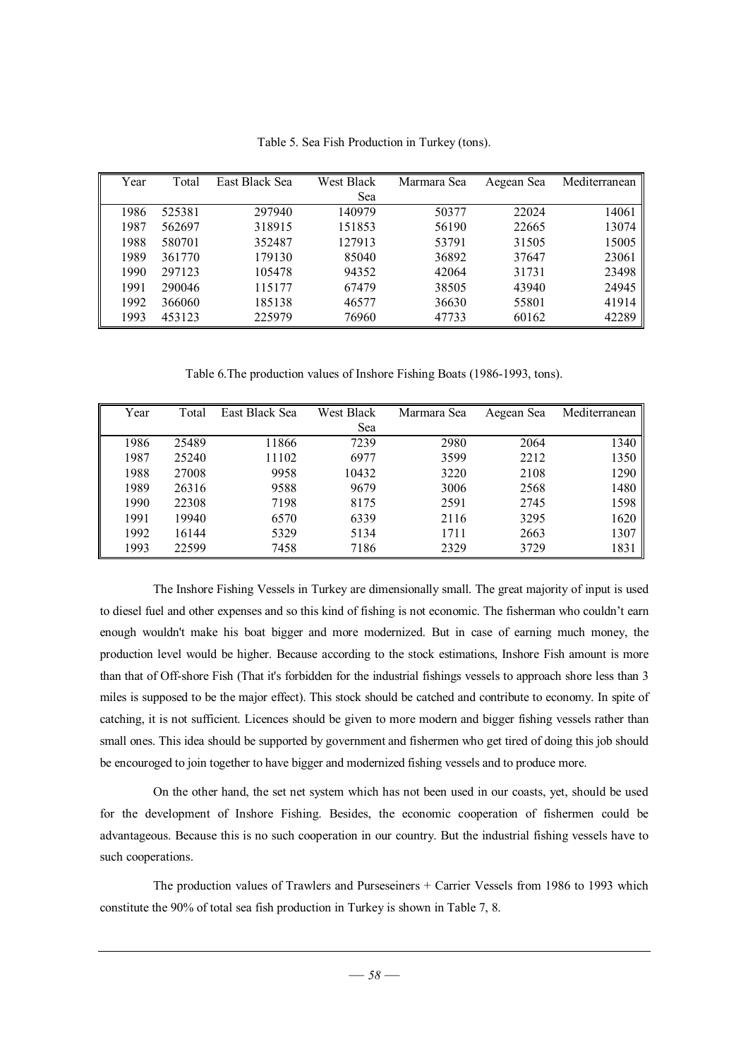Table 5. Sea Fish Production in Turkey (tons).

| Year | Total | East Black Sea | West Black Sea | Marmara Sea | Aegean Sea | Mediterranean |
|---|---|---|---|---|---|---|
| 1986 | 525381 | 297940 | 140979 | 50377 | 22024 | 14061 |
| 1987 | 562697 | 318915 | 151853 | 56190 | 22665 | 13074 |
| 1988 | 580701 | 352487 | 127913 | 53791 | 31505 | 15005 |
| 1989 | 361770 | 179130 | 85040 | 36892 | 37647 | 23061 |
| 1990 | 297123 | 105478 | 94352 | 42064 | 31731 | 23498 |
| 1991 | 290046 | 115177 | 67479 | 38505 | 43940 | 24945 |
| 1992 | 366060 | 185138 | 46577 | 36630 | 55801 | 41914 |
| 1993 | 453123 | 225979 | 76960 | 47733 | 60162 | 42289 |

Table 6.The production values of Inshore Fishing Boats (1986-1993, tons).

| Year | Total | East Black Sea | West Black Sea | Marmara Sea | Aegean Sea | Mediterranean |
|---|---|---|---|---|---|---|
| 1986 | 25489 | 11866 | 7239 | 2980 | 2064 | 1340 |
| 1987 | 25240 | 11102 | 6977 | 3599 | 2212 | 1350 |
| 1988 | 27008 | 9958 | 10432 | 3220 | 2108 | 1290 |
| 1989 | 26316 | 9588 | 9679 | 3006 | 2568 | 1480 |
| 1990 | 22308 | 7198 | 8175 | 2591 | 2745 | 1598 |
| 1991 | 19940 | 6570 | 6339 | 2116 | 3295 | 1620 |
| 1992 | 16144 | 5329 | 5134 | 1711 | 2663 | 1307 |
| 1993 | 22599 | 7458 | 7186 | 2329 | 3729 | 1831 |

The Inshore Fishing Vessels in Turkey are dimensionally small. The great majority of input is used to diesel fuel and other expenses and so this kind of fishing is not economic. The fisherman who couldn't earn enough wouldn't make his boat bigger and more modernized. But in case of earning much money, the production level would be higher. Because according to the stock estimations, Inshore Fish amount is more than that of Off-shore Fish (That it's forbidden for the industrial fishings vessels to approach shore less than 3 miles is supposed to be the major effect). This stock should be catched and contribute to economy. In spite of catching, it is not sufficient. Licences should be given to more modern and bigger fishing vessels rather than small ones. This idea should be supported by government and fishermen who get tired of doing this job should be encouroged to join together to have bigger and modernized fishing vessels and to produce more.

On the other hand, the set net system which has not been used in our coasts, yet, should be used for the development of Inshore Fishing. Besides, the economic cooperation of fishermen could be advantageous. Because this is no such cooperation in our country. But the industrial fishing vessels have to such cooperations.

The production values of Trawlers and Purseseiners + Carrier Vessels from 1986 to 1993 which constitute the 90% of total sea fish production in Turkey is shown in Table 7, 8.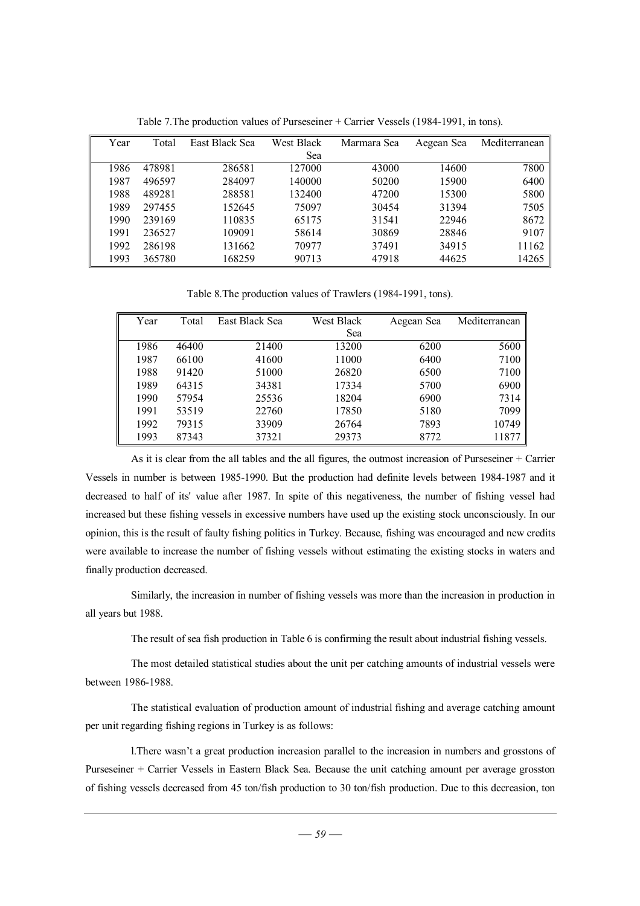Table 7.The production values of Purseseiner + Carrier Vessels (1984-1991, in tons).

| Year | Total | East Black Sea | West Black Sea | Marmara Sea | Aegean Sea | Mediterranean |
|---|---|---|---|---|---|---|
| 1986 | 478981 | 286581 | 127000 | 43000 | 14600 | 7800 |
| 1987 | 496597 | 284097 | 140000 | 50200 | 15900 | 6400 |
| 1988 | 489281 | 288581 | 132400 | 47200 | 15300 | 5800 |
| 1989 | 297455 | 152645 | 75097 | 30454 | 31394 | 7505 |
| 1990 | 239169 | 110835 | 65175 | 31541 | 22946 | 8672 |
| 1991 | 236527 | 109091 | 58614 | 30869 | 28846 | 9107 |
| 1992 | 286198 | 131662 | 70977 | 37491 | 34915 | 11162 |
| 1993 | 365780 | 168259 | 90713 | 47918 | 44625 | 14265 |

Table 8.The production values of Trawlers (1984-1991, tons).

| Year | Total | East Black Sea | West Black Sea | Aegean Sea | Mediterranean |
|---|---|---|---|---|---|
| 1986 | 46400 | 21400 | 13200 | 6200 | 5600 |
| 1987 | 66100 | 41600 | 11000 | 6400 | 7100 |
| 1988 | 91420 | 51000 | 26820 | 6500 | 7100 |
| 1989 | 64315 | 34381 | 17334 | 5700 | 6900 |
| 1990 | 57954 | 25536 | 18204 | 6900 | 7314 |
| 1991 | 53519 | 22760 | 17850 | 5180 | 7099 |
| 1992 | 79315 | 33909 | 26764 | 7893 | 10749 |
| 1993 | 87343 | 37321 | 29373 | 8772 | 11877 |

As it is clear from the all tables and the all figures, the outmost increasion of Purseseiner + Carrier Vessels in number is between 1985-1990. But the production had definite levels between 1984-1987 and it decreased to half of its' value after 1987. In spite of this negativeness, the number of fishing vessel had increased but these fishing vessels in excessive numbers have used up the existing stock unconsciously. In our opinion, this is the result of faulty fishing politics in Turkey. Because, fishing was encouraged and new credits were available to increase the number of fishing vessels without estimating the existing stocks in waters and finally production decreased.

Similarly, the increasion in number of fishing vessels was more than the increasion in production in all years but 1988.

The result of sea fish production in Table 6 is confirming the result about industrial fishing vessels.

The most detailed statistical studies about the unit per catching amounts of industrial vessels were between 1986-1988.

The statistical evaluation of production amount of industrial fishing and average catching amount per unit regarding fishing regions in Turkey is as follows:

1.There wasn't a great production increasion parallel to the increasion in numbers and grosstons of Purseseiner + Carrier Vessels in Eastern Black Sea. Because the unit catching amount per average grosston of fishing vessels decreased from 45 ton/fish production to 30 ton/fish production. Due to this decreasion, ton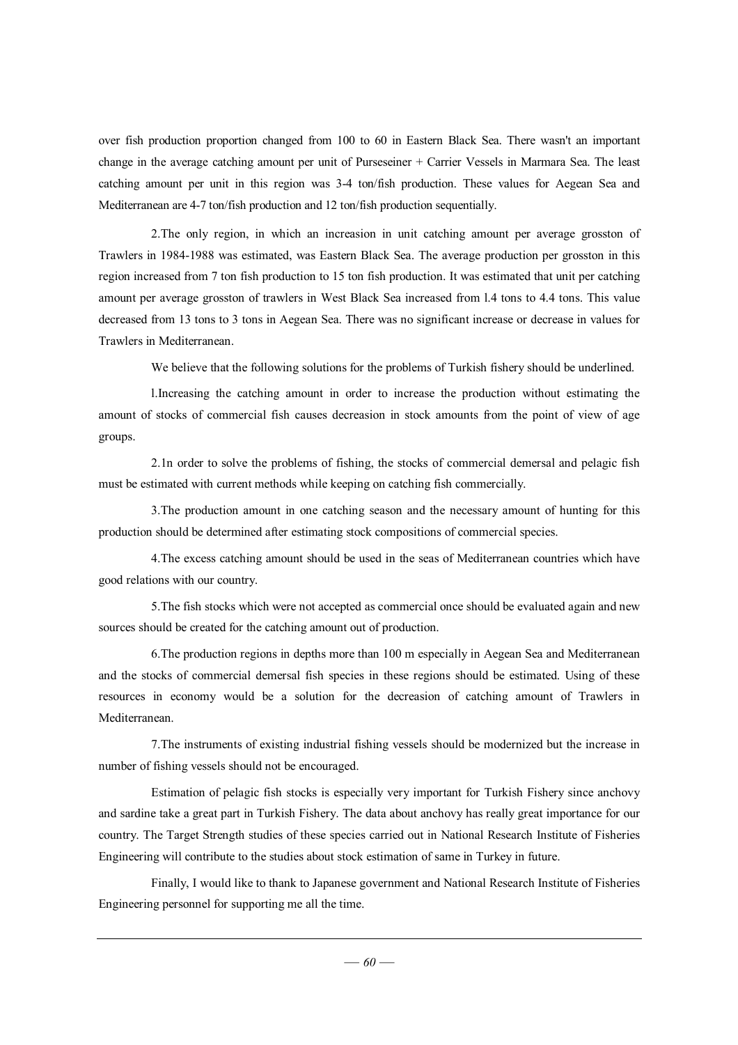over fish production proportion changed from 100 to 60 in Eastern Black Sea. There wasn't an important change in the average catching amount per unit of Purseseiner + Carrier Vessels in Marmara Sea. The least catching amount per unit in this region was 3-4 ton/fish production. These values for Aegean Sea and Mediterranean are 4-7 ton/fish production and 12 ton/fish production sequentially.

2.The only region, in which an increasion in unit catching amount per average grosston of Trawlers in 1984-1988 was estimated, was Eastern Black Sea. The average production per grosston in this region increased from 7 ton fish production to 15 ton fish production. It was estimated that unit per catching amount per average grosston of trawlers in West Black Sea increased from l.4 tons to 4.4 tons. This value decreased from 13 tons to 3 tons in Aegean Sea. There was no significant increase or decrease in values for Trawlers in Mediterranean.

We believe that the following solutions for the problems of Turkish fishery should be underlined.

l.Increasing the catching amount in order to increase the production without estimating the amount of stocks of commercial fish causes decreasion in stock amounts from the point of view of age groups.

2.1n order to solve the problems of fishing, the stocks of commercial demersal and pelagic fish must be estimated with current methods while keeping on catching fish commercially.

3.The production amount in one catching season and the necessary amount of hunting for this production should be determined after estimating stock compositions of commercial species.

4.The excess catching amount should be used in the seas of Mediterranean countries which have good relations with our country.

5.The fish stocks which were not accepted as commercial once should be evaluated again and new sources should be created for the catching amount out of production.

6.The production regions in depths more than 100 m especially in Aegean Sea and Mediterranean and the stocks of commercial demersal fish species in these regions should be estimated. Using of these resources in economy would be a solution for the decreasion of catching amount of Trawlers in Mediterranean.

7.The instruments of existing industrial fishing vessels should be modernized but the increase in number of fishing vessels should not be encouraged.

Estimation of pelagic fish stocks is especially very important for Turkish Fishery since anchovy and sardine take a great part in Turkish Fishery. The data about anchovy has really great importance for our country. The Target Strength studies of these species carried out in National Research Institute of Fisheries Engineering will contribute to the studies about stock estimation of same in Turkey in future.

Finally, I would like to thank to Japanese government and National Research Institute of Fisheries Engineering personnel for supporting me all the time.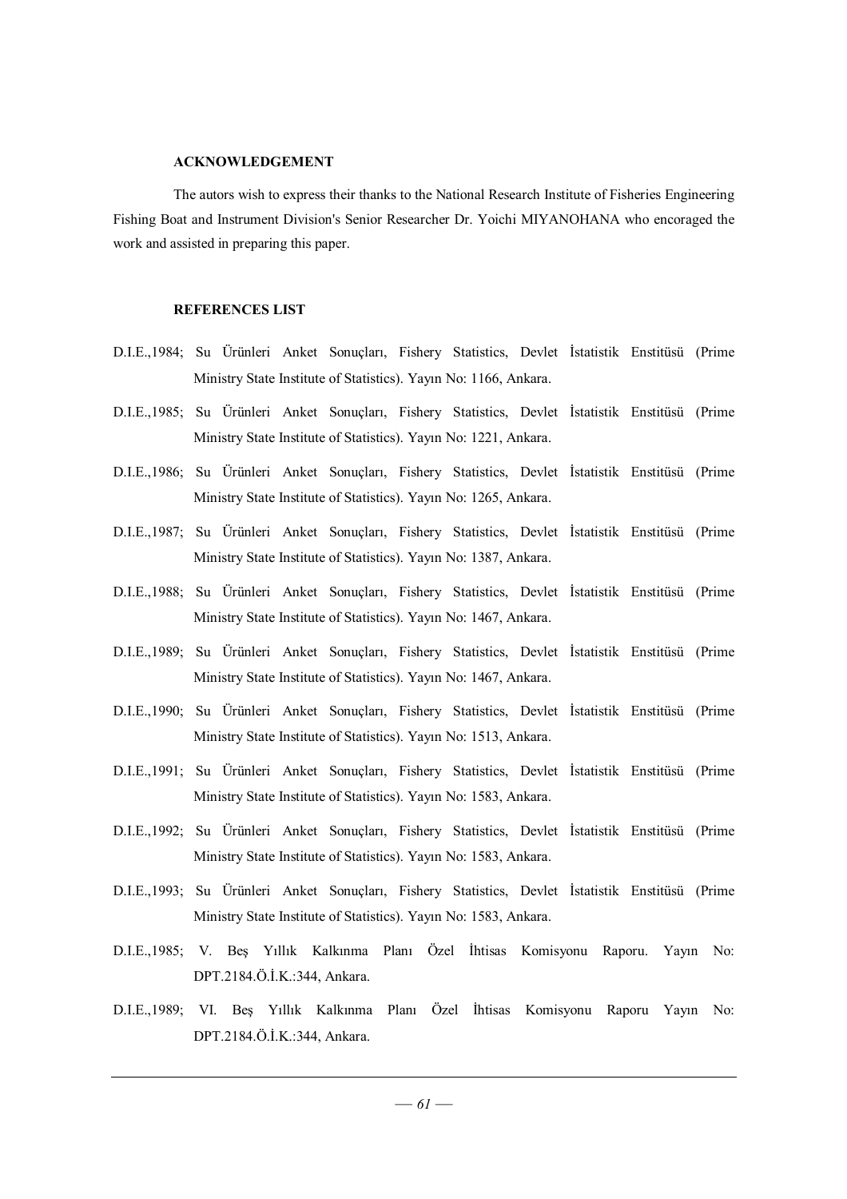**ACKNOWLEDGEMENT**

The autors wish to express their thanks to the National Research Institute of Fisheries Engineering Fishing Boat and Instrument Division's Senior Researcher Dr. Yoichi MIYANOHANA who encoraged the work and assisted in preparing this paper.

**REFERENCES LIST**

D.I.E.,1984; Su Ürünleri Anket Sonuçları, Fishery Statistics, Devlet İstatistik Enstitüsü (Prime Ministry State Institute of Statistics). Yayın No: 1166, Ankara.

D.I.E.,1985; Su Ürünleri Anket Sonuçları, Fishery Statistics, Devlet İstatistik Enstitüsü (Prime Ministry State Institute of Statistics). Yayın No: 1221, Ankara.

D.I.E.,1986; Su Ürünleri Anket Sonuçları, Fishery Statistics, Devlet İstatistik Enstitüsü (Prime Ministry State Institute of Statistics). Yayın No: 1265, Ankara.

D.I.E.,1987; Su Ürünleri Anket Sonuçları, Fishery Statistics, Devlet İstatistik Enstitüsü (Prime Ministry State Institute of Statistics). Yayın No: 1387, Ankara.

D.I.E.,1988; Su Ürünleri Anket Sonuçları, Fishery Statistics, Devlet İstatistik Enstitüsü (Prime Ministry State Institute of Statistics). Yayın No: 1467, Ankara.

D.I.E.,1989; Su Ürünleri Anket Sonuçları, Fishery Statistics, Devlet İstatistik Enstitüsü (Prime Ministry State Institute of Statistics). Yayın No: 1467, Ankara.

D.I.E.,1990; Su Ürünleri Anket Sonuçları, Fishery Statistics, Devlet İstatistik Enstitüsü (Prime Ministry State Institute of Statistics). Yayın No: 1513, Ankara.

D.I.E.,1991; Su Ürünleri Anket Sonuçları, Fishery Statistics, Devlet İstatistik Enstitüsü (Prime Ministry State Institute of Statistics). Yayın No: 1583, Ankara.

D.I.E.,1992; Su Ürünleri Anket Sonuçları, Fishery Statistics, Devlet İstatistik Enstitüsü (Prime Ministry State Institute of Statistics). Yayın No: 1583, Ankara.

D.I.E.,1993; Su Ürünleri Anket Sonuçları, Fishery Statistics, Devlet İstatistik Enstitüsü (Prime Ministry State Institute of Statistics). Yayın No: 1583, Ankara.

D.I.E.,1985; V. Beş Yıllık Kalkınma Planı Özel İhtisas Komisyonu Raporu. Yayın No: DPT.2184.Ö.İ.K.:344, Ankara.

D.I.E.,1989; VI. Beş Yıllık Kalkınma Planı Özel İhtisas Komisyonu Raporu Yayın No: DPT.2184.Ö.İ.K.:344, Ankara.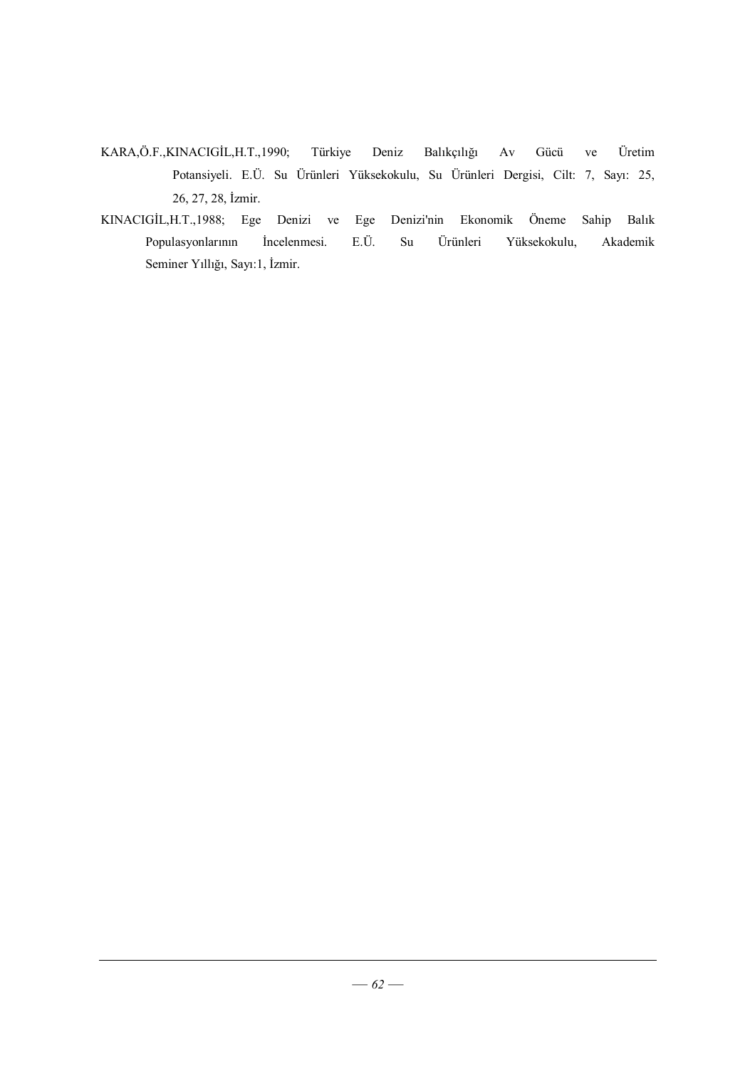KARA,Ö.F.,KINACIGİL,H.T.,1990; Türkiye Deniz Balıkçılığı Av Gücü ve Üretim Potansiyeli. E.Ü. Su Ürünleri Yüksekokulu, Su Ürünleri Dergisi, Cilt: 7, Sayı: 25, 26, 27, 28, İzmir.

KINACIGİL,H.T.,1988; Ege Denizi ve Ege Denizi'nin Ekonomik Öneme Sahip Balık Populasyonlarının İncelenmesi. E.Ü. Su Ürünleri Yüksekokulu, Akademik Seminer Yıllığı, Sayı:1, İzmir.